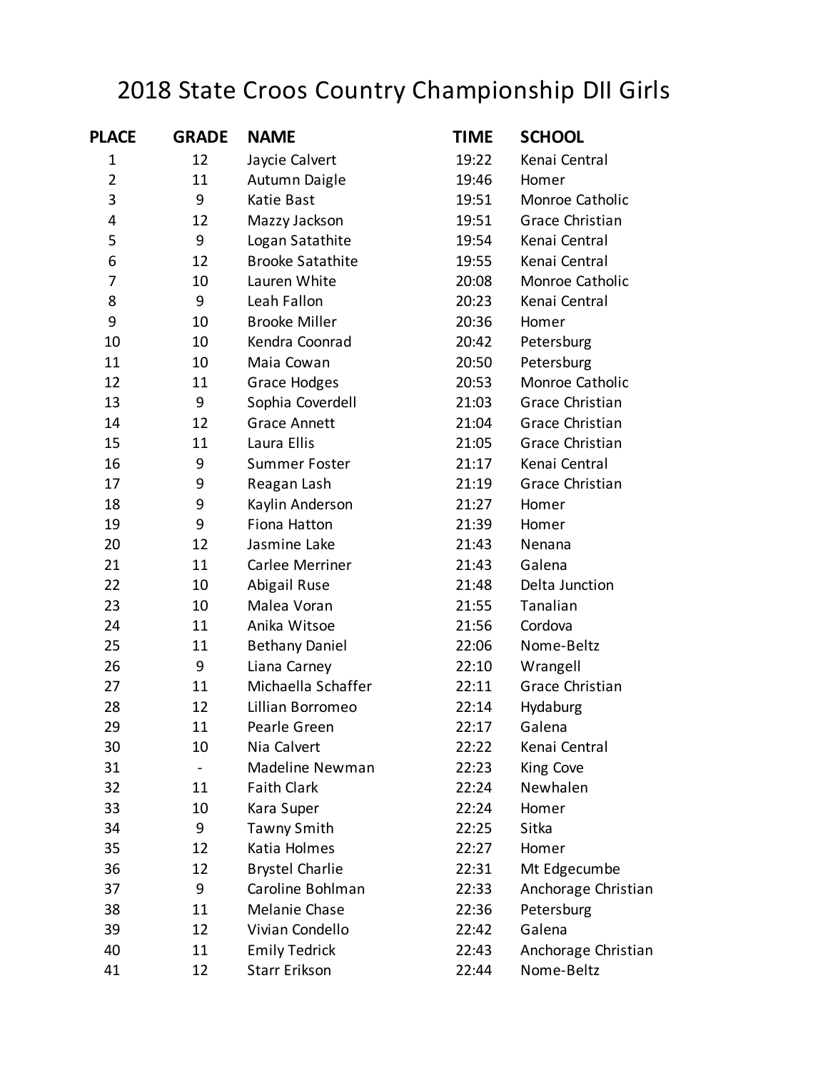# 2018 State Croos Country Championship DII Girls

| PLACE | GRADE | NAME | TIME | SCHOOL |
|---|---|---|---|---|
| 1 | 12 | Jaycie Calvert | 19:22 | Kenai Central |
| 2 | 11 | Autumn Daigle | 19:46 | Homer |
| 3 | 9 | Katie Bast | 19:51 | Monroe Catholic |
| 4 | 12 | Mazzy Jackson | 19:51 | Grace Christian |
| 5 | 9 | Logan Satathite | 19:54 | Kenai Central |
| 6 | 12 | Brooke Satathite | 19:55 | Kenai Central |
| 7 | 10 | Lauren White | 20:08 | Monroe Catholic |
| 8 | 9 | Leah Fallon | 20:23 | Kenai Central |
| 9 | 10 | Brooke Miller | 20:36 | Homer |
| 10 | 10 | Kendra Coonrad | 20:42 | Petersburg |
| 11 | 10 | Maia Cowan | 20:50 | Petersburg |
| 12 | 11 | Grace Hodges | 20:53 | Monroe Catholic |
| 13 | 9 | Sophia Coverdell | 21:03 | Grace Christian |
| 14 | 12 | Grace Annett | 21:04 | Grace Christian |
| 15 | 11 | Laura Ellis | 21:05 | Grace Christian |
| 16 | 9 | Summer Foster | 21:17 | Kenai Central |
| 17 | 9 | Reagan Lash | 21:19 | Grace Christian |
| 18 | 9 | Kaylin Anderson | 21:27 | Homer |
| 19 | 9 | Fiona Hatton | 21:39 | Homer |
| 20 | 12 | Jasmine Lake | 21:43 | Nenana |
| 21 | 11 | Carlee Merriner | 21:43 | Galena |
| 22 | 10 | Abigail Ruse | 21:48 | Delta Junction |
| 23 | 10 | Malea Voran | 21:55 | Tanalian |
| 24 | 11 | Anika Witsoe | 21:56 | Cordova |
| 25 | 11 | Bethany Daniel | 22:06 | Nome-Beltz |
| 26 | 9 | Liana Carney | 22:10 | Wrangell |
| 27 | 11 | Michaella Schaffer | 22:11 | Grace Christian |
| 28 | 12 | Lillian Borromeo | 22:14 | Hydaburg |
| 29 | 11 | Pearle Green | 22:17 | Galena |
| 30 | 10 | Nia Calvert | 22:22 | Kenai Central |
| 31 | - | Madeline Newman | 22:23 | King Cove |
| 32 | 11 | Faith Clark | 22:24 | Newhalen |
| 33 | 10 | Kara Super | 22:24 | Homer |
| 34 | 9 | Tawny Smith | 22:25 | Sitka |
| 35 | 12 | Katia Holmes | 22:27 | Homer |
| 36 | 12 | Brystel Charlie | 22:31 | Mt Edgecumbe |
| 37 | 9 | Caroline Bohlman | 22:33 | Anchorage Christian |
| 38 | 11 | Melanie Chase | 22:36 | Petersburg |
| 39 | 12 | Vivian Condello | 22:42 | Galena |
| 40 | 11 | Emily Tedrick | 22:43 | Anchorage Christian |
| 41 | 12 | Starr Erikson | 22:44 | Nome-Beltz |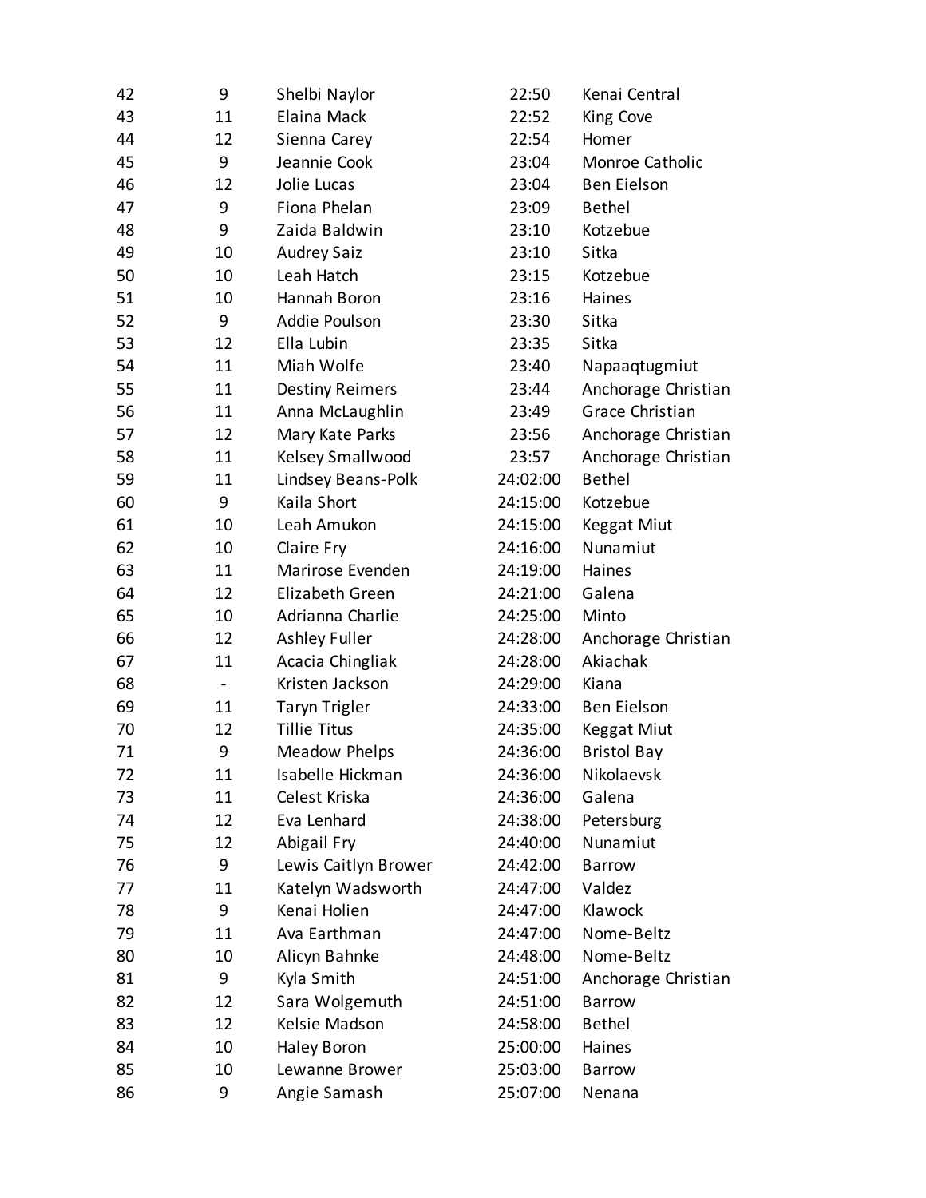| | | | | |
|---|---|---|---|---|
| 42 | 9 | Shelbi Naylor | 22:50 | Kenai Central |
| 43 | 11 | Elaina Mack | 22:52 | King Cove |
| 44 | 12 | Sienna Carey | 22:54 | Homer |
| 45 | 9 | Jeannie Cook | 23:04 | Monroe Catholic |
| 46 | 12 | Jolie Lucas | 23:04 | Ben Eielson |
| 47 | 9 | Fiona Phelan | 23:09 | Bethel |
| 48 | 9 | Zaida Baldwin | 23:10 | Kotzebue |
| 49 | 10 | Audrey Saiz | 23:10 | Sitka |
| 50 | 10 | Leah Hatch | 23:15 | Kotzebue |
| 51 | 10 | Hannah Boron | 23:16 | Haines |
| 52 | 9 | Addie Poulson | 23:30 | Sitka |
| 53 | 12 | Ella Lubin | 23:35 | Sitka |
| 54 | 11 | Miah Wolfe | 23:40 | Napaaqtugmiut |
| 55 | 11 | Destiny Reimers | 23:44 | Anchorage Christian |
| 56 | 11 | Anna McLaughlin | 23:49 | Grace Christian |
| 57 | 12 | Mary Kate Parks | 23:56 | Anchorage Christian |
| 58 | 11 | Kelsey Smallwood | 23:57 | Anchorage Christian |
| 59 | 11 | Lindsey Beans-Polk | 24:02:00 | Bethel |
| 60 | 9 | Kaila Short | 24:15:00 | Kotzebue |
| 61 | 10 | Leah Amukon | 24:15:00 | Keggat Miut |
| 62 | 10 | Claire Fry | 24:16:00 | Nunamiut |
| 63 | 11 | Marirose Evenden | 24:19:00 | Haines |
| 64 | 12 | Elizabeth Green | 24:21:00 | Galena |
| 65 | 10 | Adrianna Charlie | 24:25:00 | Minto |
| 66 | 12 | Ashley Fuller | 24:28:00 | Anchorage Christian |
| 67 | 11 | Acacia Chingliak | 24:28:00 | Akiachak |
| 68 | - | Kristen Jackson | 24:29:00 | Kiana |
| 69 | 11 | Taryn Trigler | 24:33:00 | Ben Eielson |
| 70 | 12 | Tillie Titus | 24:35:00 | Keggat Miut |
| 71 | 9 | Meadow Phelps | 24:36:00 | Bristol Bay |
| 72 | 11 | Isabelle Hickman | 24:36:00 | Nikolaevsk |
| 73 | 11 | Celest Kriska | 24:36:00 | Galena |
| 74 | 12 | Eva Lenhard | 24:38:00 | Petersburg |
| 75 | 12 | Abigail Fry | 24:40:00 | Nunamiut |
| 76 | 9 | Lewis Caitlyn Brower | 24:42:00 | Barrow |
| 77 | 11 | Katelyn Wadsworth | 24:47:00 | Valdez |
| 78 | 9 | Kenai Holien | 24:47:00 | Klawock |
| 79 | 11 | Ava Earthman | 24:47:00 | Nome-Beltz |
| 80 | 10 | Alicyn Bahnke | 24:48:00 | Nome-Beltz |
| 81 | 9 | Kyla Smith | 24:51:00 | Anchorage Christian |
| 82 | 12 | Sara Wolgemuth | 24:51:00 | Barrow |
| 83 | 12 | Kelsie Madson | 24:58:00 | Bethel |
| 84 | 10 | Haley Boron | 25:00:00 | Haines |
| 85 | 10 | Lewanne Brower | 25:03:00 | Barrow |
| 86 | 9 | Angie Samash | 25:07:00 | Nenana |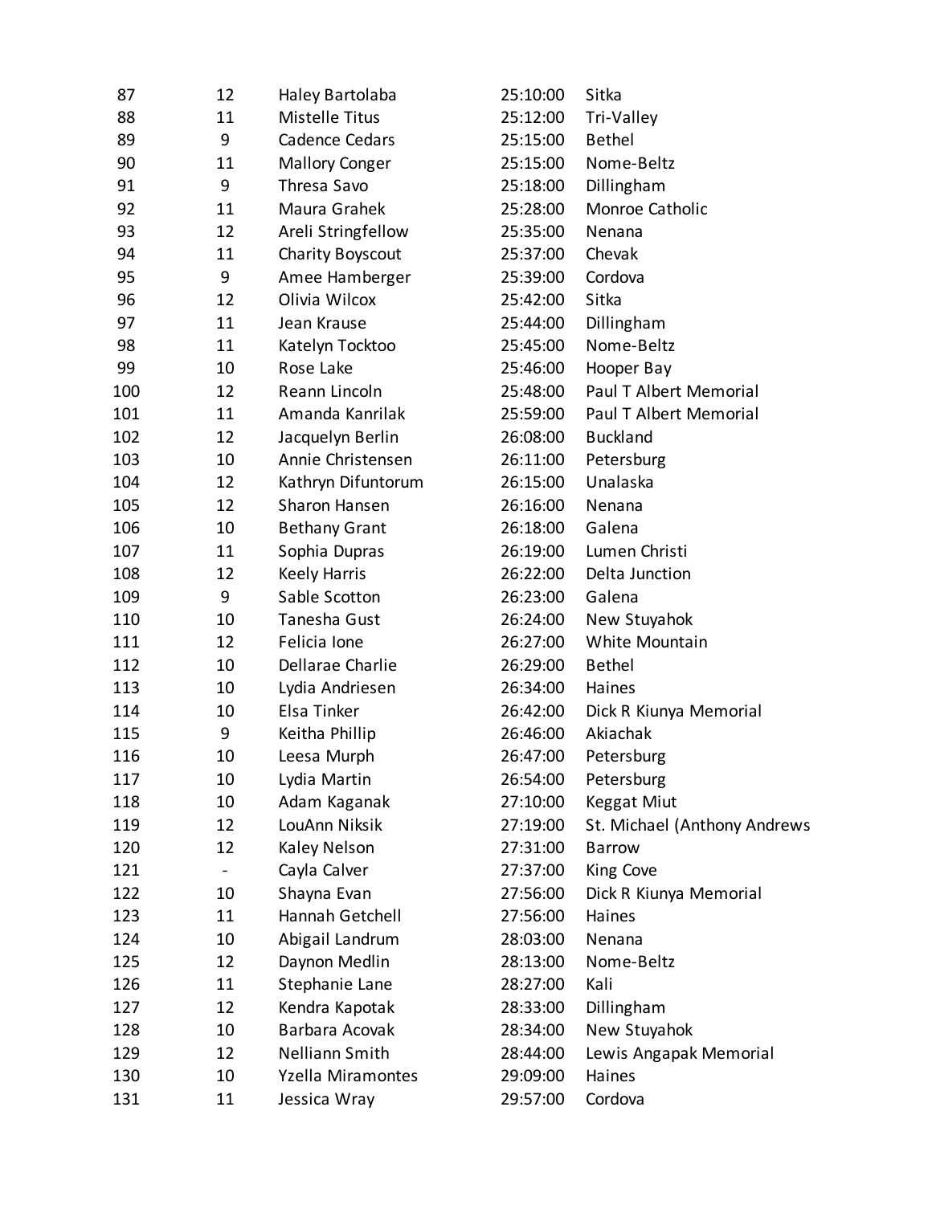| | | | | |
|---|---|---|---|---|
| 87 | 12 | Haley Bartolaba | 25:10:00 | Sitka |
| 88 | 11 | Mistelle Titus | 25:12:00 | Tri-Valley |
| 89 | 9 | Cadence Cedars | 25:15:00 | Bethel |
| 90 | 11 | Mallory Conger | 25:15:00 | Nome-Beltz |
| 91 | 9 | Thresa Savo | 25:18:00 | Dillingham |
| 92 | 11 | Maura Grahek | 25:28:00 | Monroe Catholic |
| 93 | 12 | Areli Stringfellow | 25:35:00 | Nenana |
| 94 | 11 | Charity Boyscout | 25:37:00 | Chevak |
| 95 | 9 | Amee Hamberger | 25:39:00 | Cordova |
| 96 | 12 | Olivia Wilcox | 25:42:00 | Sitka |
| 97 | 11 | Jean Krause | 25:44:00 | Dillingham |
| 98 | 11 | Katelyn Tocktoo | 25:45:00 | Nome-Beltz |
| 99 | 10 | Rose Lake | 25:46:00 | Hooper Bay |
| 100 | 12 | Reann Lincoln | 25:48:00 | Paul T Albert Memorial |
| 101 | 11 | Amanda Kanrilak | 25:59:00 | Paul T Albert Memorial |
| 102 | 12 | Jacquelyn Berlin | 26:08:00 | Buckland |
| 103 | 10 | Annie Christensen | 26:11:00 | Petersburg |
| 104 | 12 | Kathryn Difuntorum | 26:15:00 | Unalaska |
| 105 | 12 | Sharon Hansen | 26:16:00 | Nenana |
| 106 | 10 | Bethany Grant | 26:18:00 | Galena |
| 107 | 11 | Sophia Dupras | 26:19:00 | Lumen Christi |
| 108 | 12 | Keely Harris | 26:22:00 | Delta Junction |
| 109 | 9 | Sable Scotton | 26:23:00 | Galena |
| 110 | 10 | Tanesha Gust | 26:24:00 | New Stuyahok |
| 111 | 12 | Felicia Ione | 26:27:00 | White Mountain |
| 112 | 10 | Dellarae Charlie | 26:29:00 | Bethel |
| 113 | 10 | Lydia Andriesen | 26:34:00 | Haines |
| 114 | 10 | Elsa Tinker | 26:42:00 | Dick R Kiunya Memorial |
| 115 | 9 | Keitha Phillip | 26:46:00 | Akiachak |
| 116 | 10 | Leesa Murph | 26:47:00 | Petersburg |
| 117 | 10 | Lydia Martin | 26:54:00 | Petersburg |
| 118 | 10 | Adam Kaganak | 27:10:00 | Keggat Miut |
| 119 | 12 | LouAnn Niksik | 27:19:00 | St. Michael (Anthony Andrews |
| 120 | 12 | Kaley Nelson | 27:31:00 | Barrow |
| 121 | - | Cayla Calver | 27:37:00 | King Cove |
| 122 | 10 | Shayna Evan | 27:56:00 | Dick R Kiunya Memorial |
| 123 | 11 | Hannah Getchell | 27:56:00 | Haines |
| 124 | 10 | Abigail Landrum | 28:03:00 | Nenana |
| 125 | 12 | Daynon Medlin | 28:13:00 | Nome-Beltz |
| 126 | 11 | Stephanie Lane | 28:27:00 | Kali |
| 127 | 12 | Kendra Kapotak | 28:33:00 | Dillingham |
| 128 | 10 | Barbara Acovak | 28:34:00 | New Stuyahok |
| 129 | 12 | Nelliann Smith | 28:44:00 | Lewis Angapak Memorial |
| 130 | 10 | Yzella Miramontes | 29:09:00 | Haines |
| 131 | 11 | Jessica Wray | 29:57:00 | Cordova |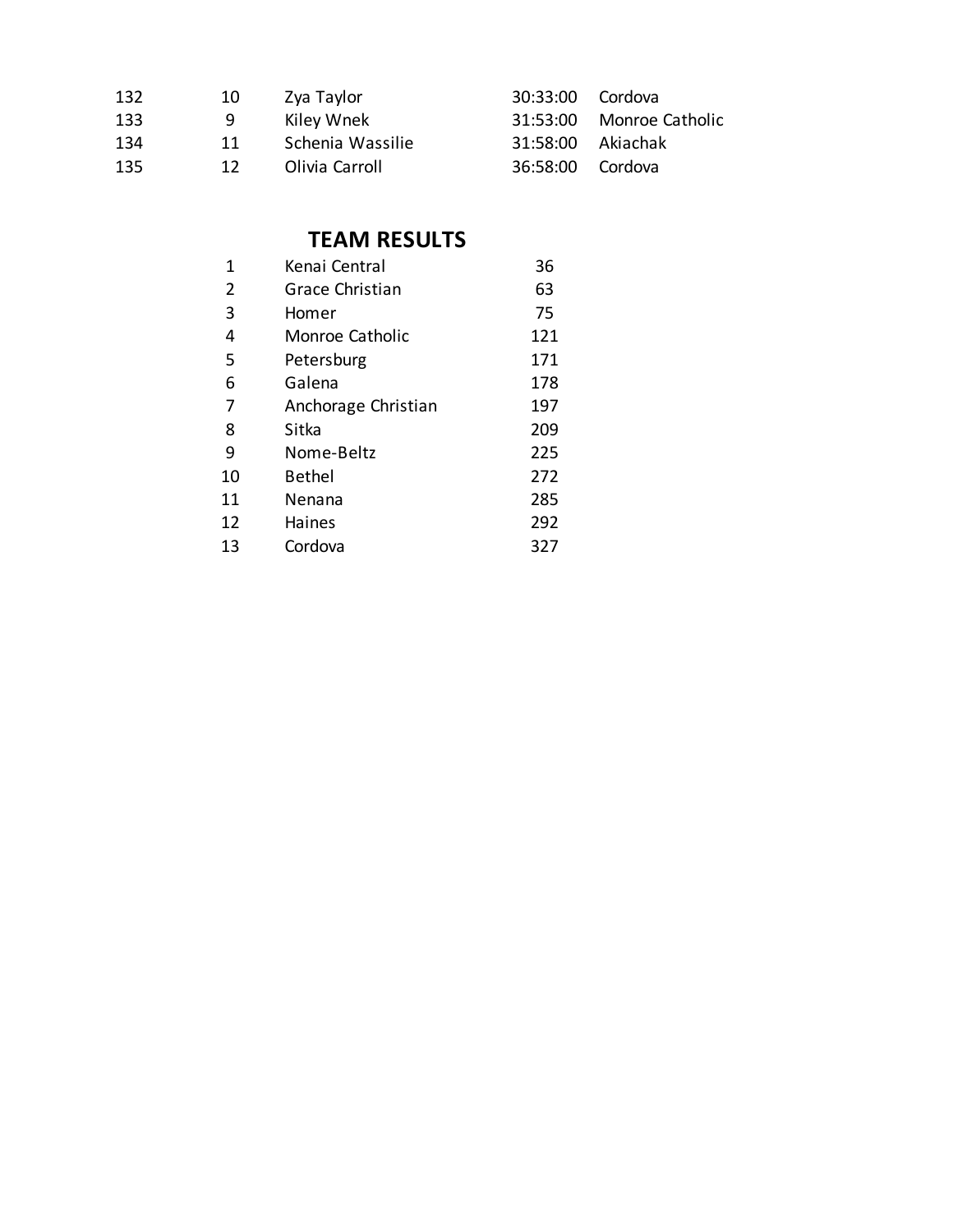| | | | | |
|---|---|---|---|---|
| 132 | 10 | Zya Taylor | 30:33:00 | Cordova |
| 133 | 9 | Kiley Wnek | 31:53:00 | Monroe Catholic |
| 134 | 11 | Schenia Wassilie | 31:58:00 | Akiachak |
| 135 | 12 | Olivia Carroll | 36:58:00 | Cordova |

## TEAM RESULTS

| | | |
|---|---|---|
| 1 | Kenai Central | 36 |
| 2 | Grace Christian | 63 |
| 3 | Homer | 75 |
| 4 | Monroe Catholic | 121 |
| 5 | Petersburg | 171 |
| 6 | Galena | 178 |
| 7 | Anchorage Christian | 197 |
| 8 | Sitka | 209 |
| 9 | Nome-Beltz | 225 |
| 10 | Bethel | 272 |
| 11 | Nenana | 285 |
| 12 | Haines | 292 |
| 13 | Cordova | 327 |